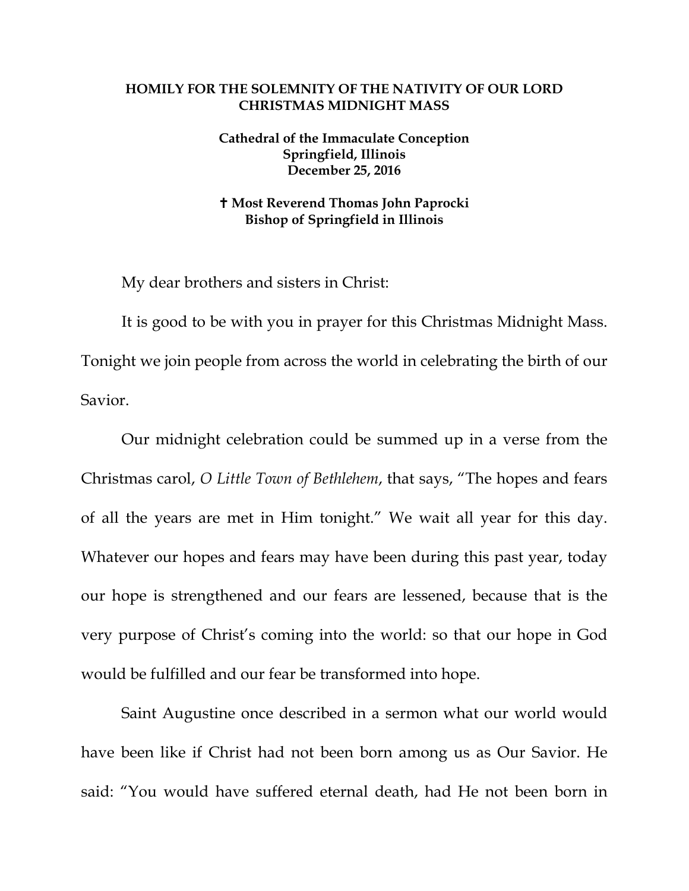**HOMILY FOR THE SOLEMNITY OF THE NATIVITY OF OUR LORD CHRISTMAS MIDNIGHT MASS**

**Cathedral of the Immaculate Conception**
**Springfield, Illinois**
**December 25, 2016**

**✝ Most Reverend Thomas John Paprocki**
**Bishop of Springfield in Illinois**

My dear brothers and sisters in Christ:

It is good to be with you in prayer for this Christmas Midnight Mass. Tonight we join people from across the world in celebrating the birth of our Savior.

Our midnight celebration could be summed up in a verse from the Christmas carol, *O Little Town of Bethlehem*, that says, "The hopes and fears of all the years are met in Him tonight." We wait all year for this day. Whatever our hopes and fears may have been during this past year, today our hope is strengthened and our fears are lessened, because that is the very purpose of Christ's coming into the world: so that our hope in God would be fulfilled and our fear be transformed into hope.

Saint Augustine once described in a sermon what our world would have been like if Christ had not been born among us as Our Savior. He said: "You would have suffered eternal death, had He not been born in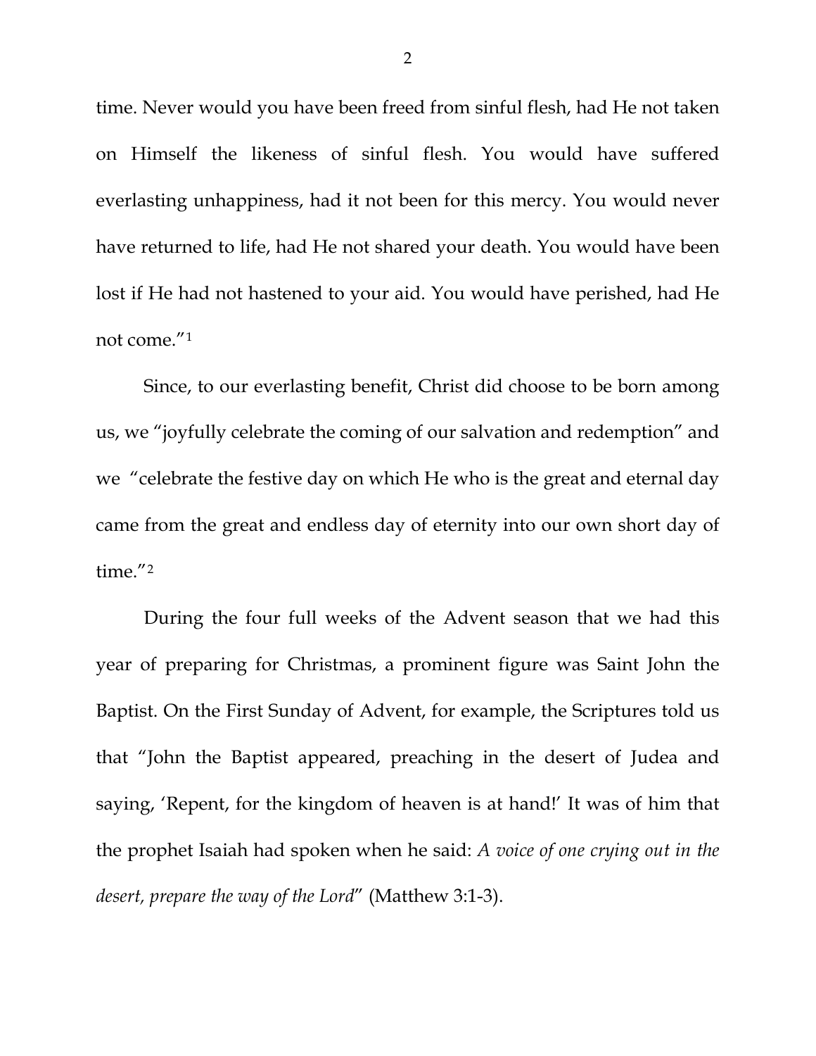time. Never would you have been freed from sinful flesh, had He not taken on Himself the likeness of sinful flesh. You would have suffered everlasting unhappiness, had it not been for this mercy. You would never have returned to life, had He not shared your death. You would have been lost if He had not hastened to your aid. You would have perished, had He not come."[1]

Since, to our everlasting benefit, Christ did choose to be born among us, we "joyfully celebrate the coming of our salvation and redemption" and we "celebrate the festive day on which He who is the great and eternal day came from the great and endless day of eternity into our own short day of time."[2]

During the four full weeks of the Advent season that we had this year of preparing for Christmas, a prominent figure was Saint John the Baptist. On the First Sunday of Advent, for example, the Scriptures told us that "John the Baptist appeared, preaching in the desert of Judea and saying, 'Repent, for the kingdom of heaven is at hand!' It was of him that the prophet Isaiah had spoken when he said: *A voice of one crying out in the desert, prepare the way of the Lord*" (Matthew 3:1-3).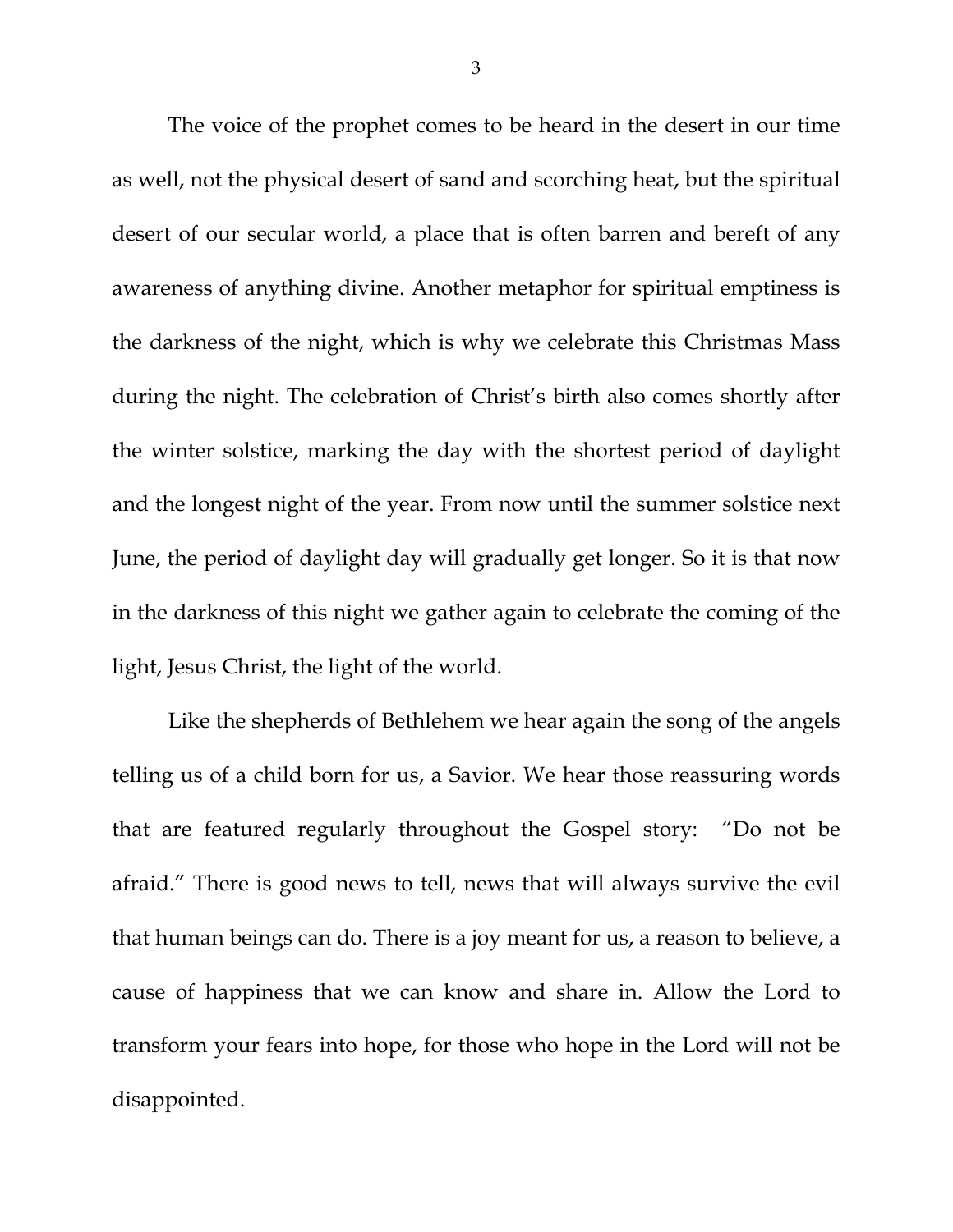The voice of the prophet comes to be heard in the desert in our time as well, not the physical desert of sand and scorching heat, but the spiritual desert of our secular world, a place that is often barren and bereft of any awareness of anything divine. Another metaphor for spiritual emptiness is the darkness of the night, which is why we celebrate this Christmas Mass during the night. The celebration of Christ's birth also comes shortly after the winter solstice, marking the day with the shortest period of daylight and the longest night of the year. From now until the summer solstice next June, the period of daylight day will gradually get longer. So it is that now in the darkness of this night we gather again to celebrate the coming of the light, Jesus Christ, the light of the world.

Like the shepherds of Bethlehem we hear again the song of the angels telling us of a child born for us, a Savior. We hear those reassuring words that are featured regularly throughout the Gospel story: "Do not be afraid." There is good news to tell, news that will always survive the evil that human beings can do. There is a joy meant for us, a reason to believe, a cause of happiness that we can know and share in. Allow the Lord to transform your fears into hope, for those who hope in the Lord will not be disappointed.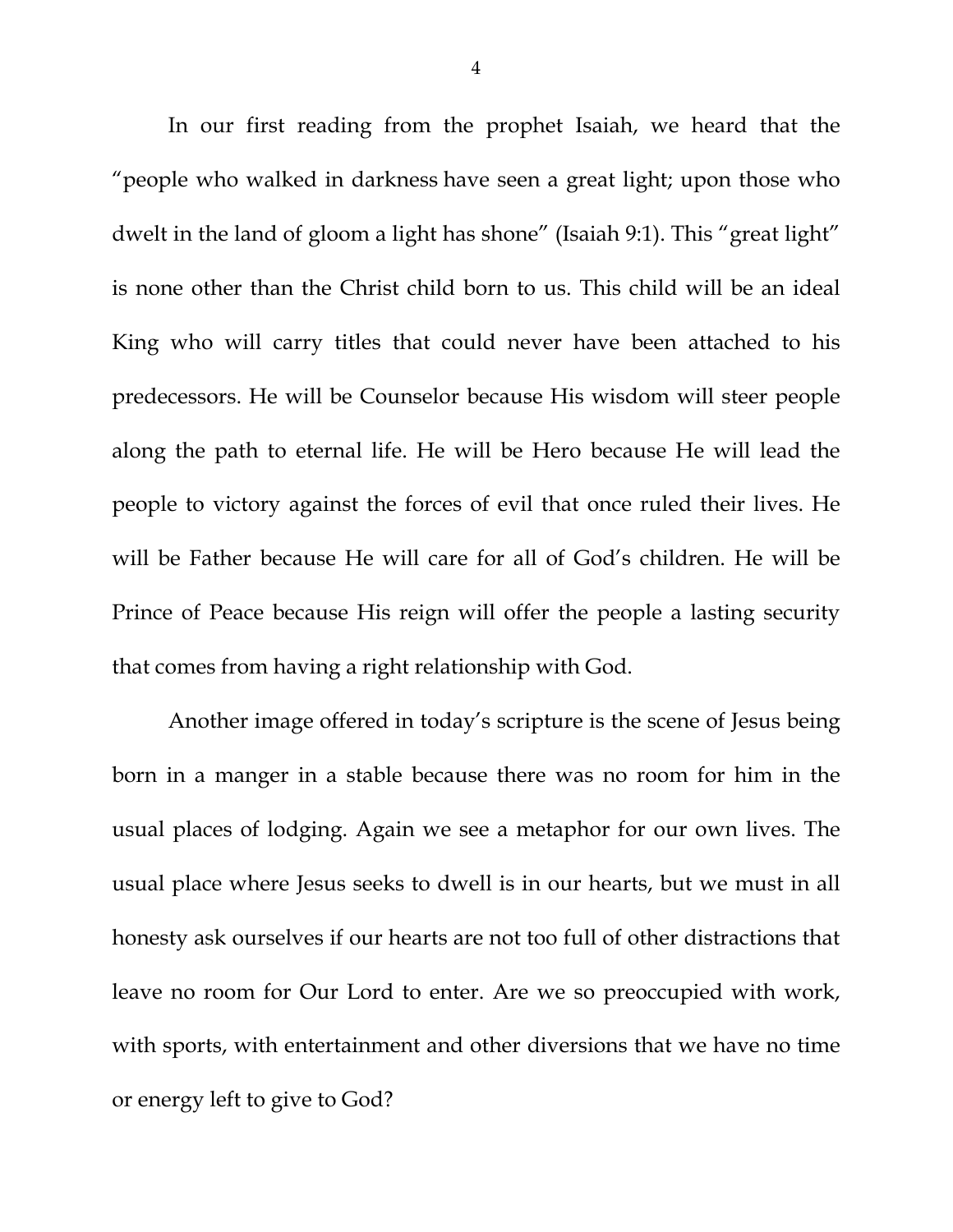In our first reading from the prophet Isaiah, we heard that the "people who walked in darkness have seen a great light; upon those who dwelt in the land of gloom a light has shone" (Isaiah 9:1). This "great light" is none other than the Christ child born to us. This child will be an ideal King who will carry titles that could never have been attached to his predecessors. He will be Counselor because His wisdom will steer people along the path to eternal life. He will be Hero because He will lead the people to victory against the forces of evil that once ruled their lives. He will be Father because He will care for all of God's children. He will be Prince of Peace because His reign will offer the people a lasting security that comes from having a right relationship with God.

Another image offered in today's scripture is the scene of Jesus being born in a manger in a stable because there was no room for him in the usual places of lodging. Again we see a metaphor for our own lives. The usual place where Jesus seeks to dwell is in our hearts, but we must in all honesty ask ourselves if our hearts are not too full of other distractions that leave no room for Our Lord to enter. Are we so preoccupied with work, with sports, with entertainment and other diversions that we have no time or energy left to give to God?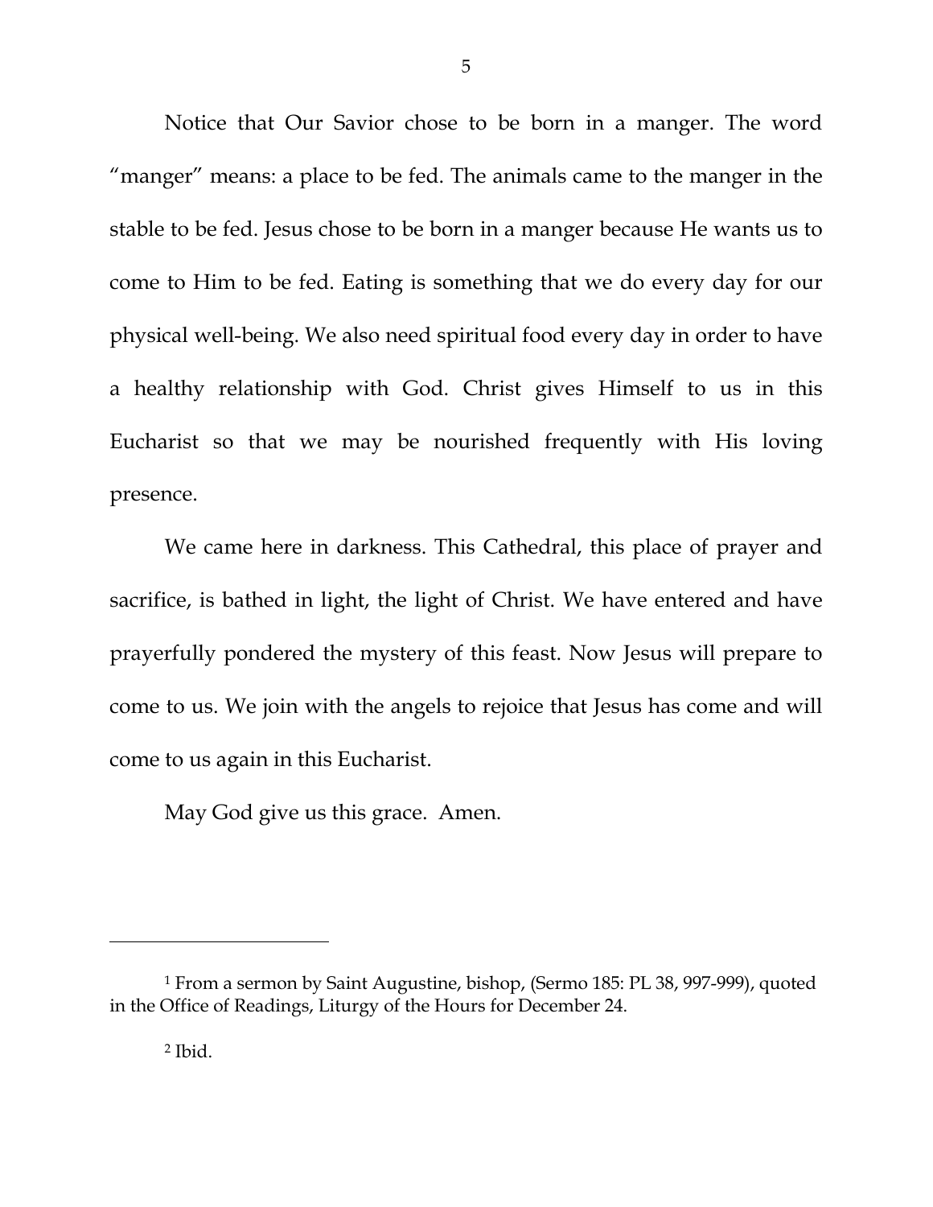Notice that Our Savior chose to be born in a manger. The word "manger" means: a place to be fed. The animals came to the manger in the stable to be fed. Jesus chose to be born in a manger because He wants us to come to Him to be fed. Eating is something that we do every day for our physical well-being. We also need spiritual food every day in order to have a healthy relationship with God. Christ gives Himself to us in this Eucharist so that we may be nourished frequently with His loving presence.

We came here in darkness. This Cathedral, this place of prayer and sacrifice, is bathed in light, the light of Christ. We have entered and have prayerfully pondered the mystery of this feast. Now Jesus will prepare to come to us. We join with the angels to rejoice that Jesus has come and will come to us again in this Eucharist.

May God give us this grace. Amen.

---

[1] From a sermon by Saint Augustine, bishop, (Sermo 185: PL 38, 997-999), quoted in the Office of Readings, Liturgy of the Hours for December 24.

[2] Ibid.